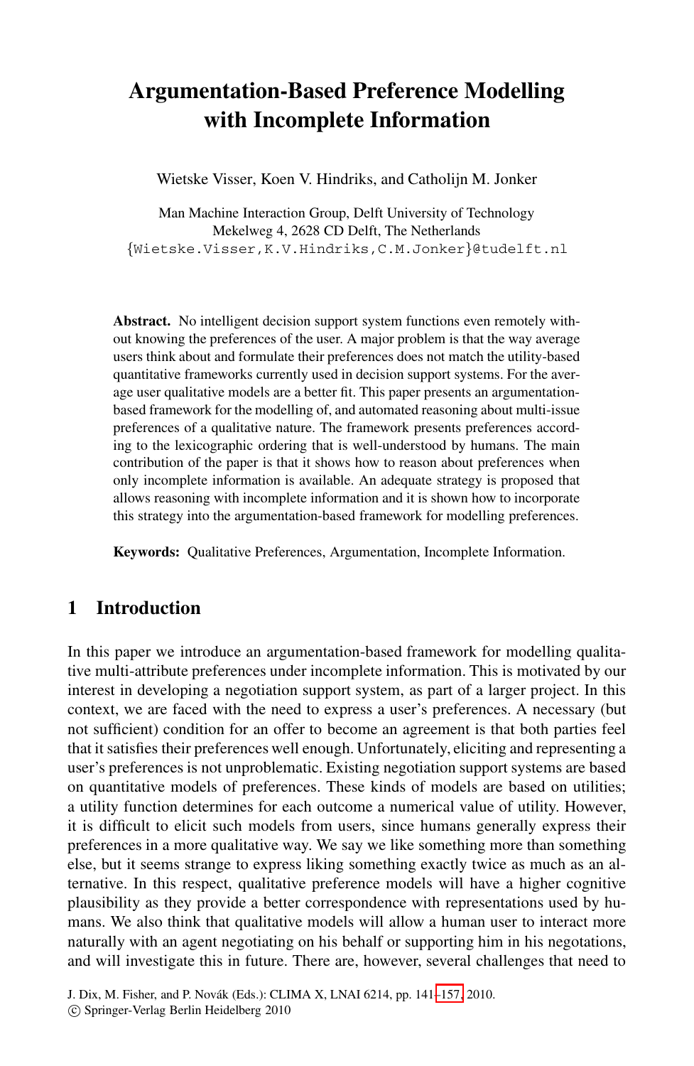# Argumentation-Based Preference Modelling with Incomplete Information

Wietske Visser, Koen V. Hindriks, and Catholijn M. Jonker

Man Machine Interaction Group, Delft University of Technology
Mekelweg 4, 2628 CD Delft, The Netherlands
{Wietske.Visser,K.V.Hindriks,C.M.Jonker}@tudelft.nl

**Abstract.** No intelligent decision support system functions even remotely without knowing the preferences of the user. A major problem is that the way average users think about and formulate their preferences does not match the utility-based quantitative frameworks currently used in decision support systems. For the average user qualitative models are a better fit. This paper presents an argumentation-based framework for the modelling of, and automated reasoning about multi-issue preferences of a qualitative nature. The framework presents preferences according to the lexicographic ordering that is well-understood by humans. The main contribution of the paper is that it shows how to reason about preferences when only incomplete information is available. An adequate strategy is proposed that allows reasoning with incomplete information and it is shown how to incorporate this strategy into the argumentation-based framework for modelling preferences.

**Keywords:** Qualitative Preferences, Argumentation, Incomplete Information.

## 1 Introduction

In this paper we introduce an argumentation-based framework for modelling qualitative multi-attribute preferences under incomplete information. This is motivated by our interest in developing a negotiation support system, as part of a larger project. In this context, we are faced with the need to express a user's preferences. A necessary (but not sufficient) condition for an offer to become an agreement is that both parties feel that it satisfies their preferences well enough. Unfortunately, eliciting and representing a user's preferences is not unproblematic. Existing negotiation support systems are based on quantitative models of preferences. These kinds of models are based on utilities; a utility function determines for each outcome a numerical value of utility. However, it is difficult to elicit such models from users, since humans generally express their preferences in a more qualitative way. We say we like something more than something else, but it seems strange to express liking something exactly twice as much as an alternative. In this respect, qualitative preference models will have a higher cognitive plausibility as they provide a better correspondence with representations used by humans. We also think that qualitative models will allow a human user to interact more naturally with an agent negotiating on his behalf or supporting him in his negotations, and will investigate this in future. There are, however, several challenges that need to

J. Dix, M. Fisher, and P. Novák (Eds.): CLIMA X, LNAI 6214, pp. 141–157, 2010.
© Springer-Verlag Berlin Heidelberg 2010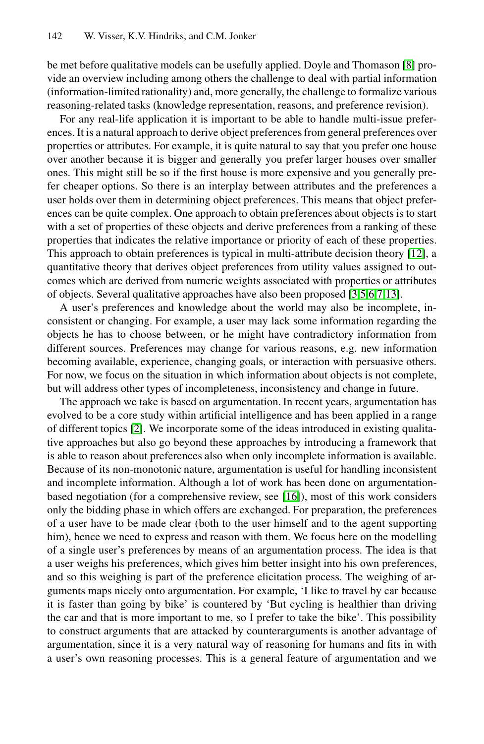be met before qualitative models can be usefully applied. Doyle and Thomason [8] provide an overview including among others the challenge to deal with partial information (information-limited rationality) and, more generally, the challenge to formalize various reasoning-related tasks (knowledge representation, reasons, and preference revision).

For any real-life application it is important to be able to handle multi-issue preferences. It is a natural approach to derive object preferences from general preferences over properties or attributes. For example, it is quite natural to say that you prefer one house over another because it is bigger and generally you prefer larger houses over smaller ones. This might still be so if the first house is more expensive and you generally prefer cheaper options. So there is an interplay between attributes and the preferences a user holds over them in determining object preferences. This means that object preferences can be quite complex. One approach to obtain preferences about objects is to start with a set of properties of these objects and derive preferences from a ranking of these properties that indicates the relative importance or priority of each of these properties. This approach to obtain preferences is typical in multi-attribute decision theory [12], a quantitative theory that derives object preferences from utility values assigned to outcomes which are derived from numeric weights associated with properties or attributes of objects. Several qualitative approaches have also been proposed [3,5,6,7,13].

A user's preferences and knowledge about the world may also be incomplete, inconsistent or changing. For example, a user may lack some information regarding the objects he has to choose between, or he might have contradictory information from different sources. Preferences may change for various reasons, e.g. new information becoming available, experience, changing goals, or interaction with persuasive others. For now, we focus on the situation in which information about objects is not complete, but will address other types of incompleteness, inconsistency and change in future.

The approach we take is based on argumentation. In recent years, argumentation has evolved to be a core study within artificial intelligence and has been applied in a range of different topics [2]. We incorporate some of the ideas introduced in existing qualitative approaches but also go beyond these approaches by introducing a framework that is able to reason about preferences also when only incomplete information is available. Because of its non-monotonic nature, argumentation is useful for handling inconsistent and incomplete information. Although a lot of work has been done on argumentation-based negotiation (for a comprehensive review, see [16]), most of this work considers only the bidding phase in which offers are exchanged. For preparation, the preferences of a user have to be made clear (both to the user himself and to the agent supporting him), hence we need to express and reason with them. We focus here on the modelling of a single user's preferences by means of an argumentation process. The idea is that a user weighs his preferences, which gives him better insight into his own preferences, and so this weighing is part of the preference elicitation process. The weighing of arguments maps nicely onto argumentation. For example, 'I like to travel by car because it is faster than going by bike' is countered by 'But cycling is healthier than driving the car and that is more important to me, so I prefer to take the bike'. This possibility to construct arguments that are attacked by counterarguments is another advantage of argumentation, since it is a very natural way of reasoning for humans and fits in with a user's own reasoning processes. This is a general feature of argumentation and we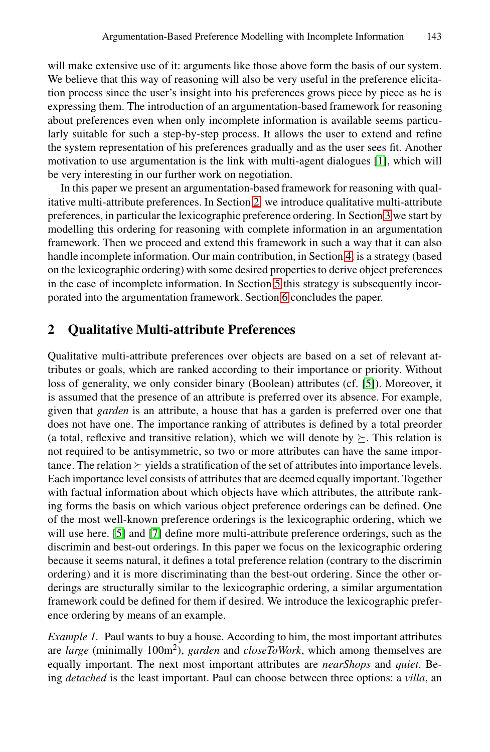will make extensive use of it: arguments like those above form the basis of our system. We believe that this way of reasoning will also be very useful in the preference elicitation process since the user's insight into his preferences grows piece by piece as he is expressing them. The introduction of an argumentation-based framework for reasoning about preferences even when only incomplete information is available seems particularly suitable for such a step-by-step process. It allows the user to extend and refine the system representation of his preferences gradually and as the user sees fit. Another motivation to use argumentation is the link with multi-agent dialogues [1], which will be very interesting in our further work on negotiation.

In this paper we present an argumentation-based framework for reasoning with qualitative multi-attribute preferences. In Section 2, we introduce qualitative multi-attribute preferences, in particular the lexicographic preference ordering. In Section 3 we start by modelling this ordering for reasoning with complete information in an argumentation framework. Then we proceed and extend this framework in such a way that it can also handle incomplete information. Our main contribution, in Section 4, is a strategy (based on the lexicographic ordering) with some desired properties to derive object preferences in the case of incomplete information. In Section 5 this strategy is subsequently incorporated into the argumentation framework. Section 6 concludes the paper.

## 2 Qualitative Multi-attribute Preferences

Qualitative multi-attribute preferences over objects are based on a set of relevant attributes or goals, which are ranked according to their importance or priority. Without loss of generality, we only consider binary (Boolean) attributes (cf. [5]). Moreover, it is assumed that the presence of an attribute is preferred over its absence. For example, given that *garden* is an attribute, a house that has a garden is preferred over one that does not have one. The importance ranking of attributes is defined by a total preorder (a total, reflexive and transitive relation), which we will denote by $\succeq$. This relation is not required to be antisymmetric, so two or more attributes can have the same importance. The relation $\succeq$ yields a stratification of the set of attributes into importance levels. Each importance level consists of attributes that are deemed equally important. Together with factual information about which objects have which attributes, the attribute ranking forms the basis on which various object preference orderings can be defined. One of the most well-known preference orderings is the lexicographic ordering, which we will use here. [5] and [7] define more multi-attribute preference orderings, such as the discrimin and best-out orderings. In this paper we focus on the lexicographic ordering because it seems natural, it defines a total preference relation (contrary to the discrimin ordering) and it is more discriminating than the best-out ordering. Since the other orderings are structurally similar to the lexicographic ordering, a similar argumentation framework could be defined for them if desired. We introduce the lexicographic preference ordering by means of an example.

*Example 1.* Paul wants to buy a house. According to him, the most important attributes are *large* (minimally 100m$^2$), *garden* and *closeToWork*, which among themselves are equally important. The next most important attributes are *nearShops* and *quiet*. Being *detached* is the least important. Paul can choose between three options: a *villa*, an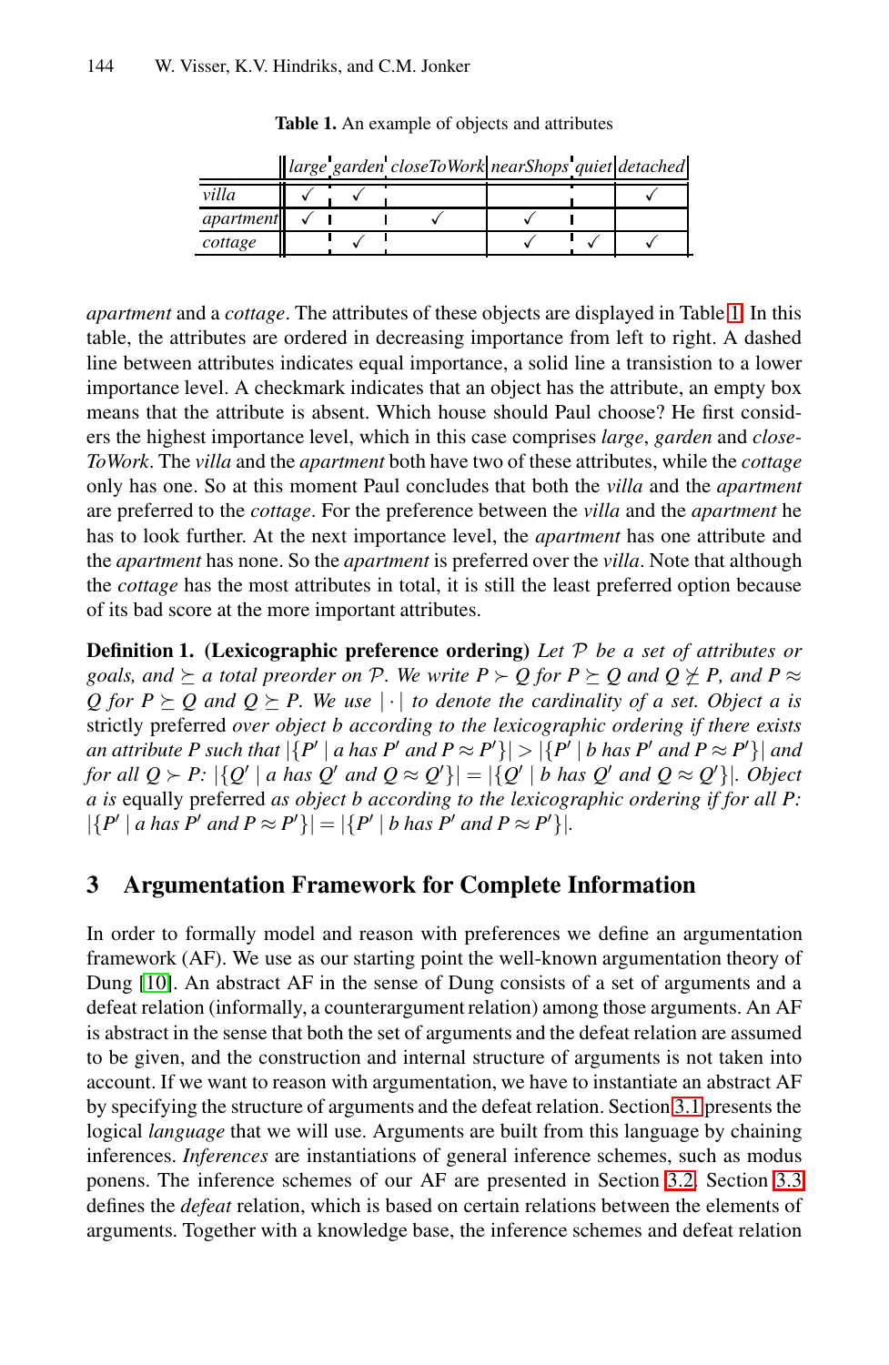**Table 1.** An example of objects and attributes

| | *large* | *garden* | *closeToWork* | *nearShops* | *quiet* | *detached* |
|---|---|---|---|---|---|---|
| *villa* | ✓ | ✓ | | | | ✓ |
| *apartment* | ✓ | | ✓ | ✓ | | |
| *cottage* | | ✓ | | ✓ | ✓ | ✓ |

*apartment* and a *cottage*. The attributes of these objects are displayed in Table 1. In this table, the attributes are ordered in decreasing importance from left to right. A dashed line between attributes indicates equal importance, a solid line a transition to a lower importance level. A checkmark indicates that an object has the attribute, an empty box means that the attribute is absent. Which house should Paul choose? He first considers the highest importance level, which in this case comprises *large*, *garden* and *closeToWork*. The *villa* and the *apartment* both have two of these attributes, while the *cottage* only has one. So at this moment Paul concludes that both the *villa* and the *apartment* are preferred to the *cottage*. For the preference between the *villa* and the *apartment* he has to look further. At the next importance level, the *apartment* has one attribute and the *apartment* has none. So the *apartment* is preferred over the *villa*. Note that although the *cottage* has the most attributes in total, it is still the least preferred option because of its bad score at the more important attributes.

**Definition 1. (Lexicographic preference ordering)** *Let $\mathcal{P}$ be a set of attributes or goals, and $\succeq$ a total preorder on $\mathcal{P}$. We write $P \succ Q$ for $P \succeq Q$ and $Q \not\succeq P$, and $P \approx Q$ for $P \succeq Q$ and $Q \succeq P$. We use $|\cdot|$ to denote the cardinality of a set. Object $a$ is* strictly preferred *over object $b$ according to the lexicographic ordering if there exists an attribute $P$ such that $|\{P' \mid a \text{ has } P' \text{ and } P \approx P'\}| > |\{P' \mid b \text{ has } P' \text{ and } P \approx P'\}|$ and for all $Q \succ P$: $|\{Q' \mid a \text{ has } Q' \text{ and } Q \approx Q'\}| = |\{Q' \mid b \text{ has } Q' \text{ and } Q \approx Q'\}|$. Object $a$ is* equally preferred *as object $b$ according to the lexicographic ordering if for all $P$: $|\{P' \mid a \text{ has } P' \text{ and } P \approx P'\}| = |\{P' \mid b \text{ has } P' \text{ and } P \approx P'\}|$.*

## 3 Argumentation Framework for Complete Information

In order to formally model and reason with preferences we define an argumentation framework (AF). We use as our starting point the well-known argumentation theory of Dung [10]. An abstract AF in the sense of Dung consists of a set of arguments and a defeat relation (informally, a counterargument relation) among those arguments. An AF is abstract in the sense that both the set of arguments and the defeat relation are assumed to be given, and the construction and internal structure of arguments is not taken into account. If we want to reason with argumentation, we have to instantiate an abstract AF by specifying the structure of arguments and the defeat relation. Section 3.1 presents the logical *language* that we will use. Arguments are built from this language by chaining inferences. *Inferences* are instantiations of general inference schemes, such as modus ponens. The inference schemes of our AF are presented in Section 3.2. Section 3.3 defines the *defeat* relation, which is based on certain relations between the elements of arguments. Together with a knowledge base, the inference schemes and defeat relation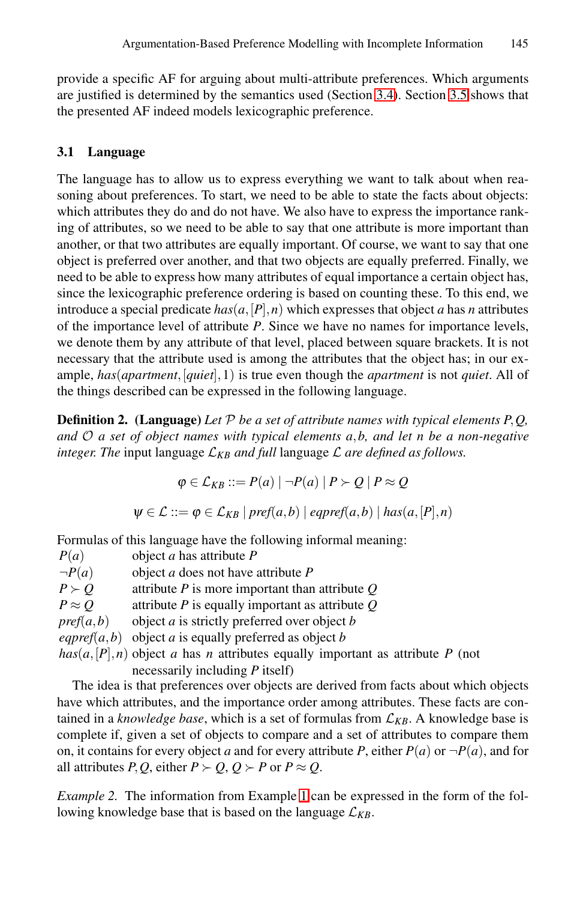provide a specific AF for arguing about multi-attribute preferences. Which arguments are justified is determined by the semantics used (Section 3.4). Section 3.5 shows that the presented AF indeed models lexicographic preference.

### 3.1 Language

The language has to allow us to express everything we want to talk about when reasoning about preferences. To start, we need to be able to state the facts about objects: which attributes they do and do not have. We also have to express the importance ranking of attributes, so we need to be able to say that one attribute is more important than another, or that two attributes are equally important. Of course, we want to say that one object is preferred over another, and that two objects are equally preferred. Finally, we need to be able to express how many attributes of equal importance a certain object has, since the lexicographic preference ordering is based on counting these. To this end, we introduce a special predicate $has(a,[P],n)$ which expresses that object $a$ has $n$ attributes of the importance level of attribute $P$. Since we have no names for importance levels, we denote them by any attribute of that level, placed between square brackets. It is not necessary that the attribute used is among the attributes that the object has; in our example, $has(apartment,[quiet],1)$ is true even though the *apartment* is not *quiet*. All of the things described can be expressed in the following language.

**Definition 2. (Language)** *Let $\mathcal{P}$ be a set of attribute names with typical elements $P,Q$, and $\mathcal{O}$ a set of object names with typical elements $a,b$, and let $n$ be a non-negative integer. The* input language *$\mathcal{L}_{KB}$ and full* language *$\mathcal{L}$ are defined as follows.*

$$\varphi \in \mathcal{L}_{KB} ::= P(a) \mid \neg P(a) \mid P \succ Q \mid P \approx Q$$

$$\psi \in \mathcal{L} ::= \varphi \in \mathcal{L}_{KB} \mid pref(a,b) \mid eqpref(a,b) \mid has(a,[P],n)$$

Formulas of this language have the following informal meaning:

| | |
|---|---|
| $P(a)$ | object $a$ has attribute $P$ |
| $\neg P(a)$ | object $a$ does not have attribute $P$ |
| $P \succ Q$ | attribute $P$ is more important than attribute $Q$ |
| $P \approx Q$ | attribute $P$ is equally important as attribute $Q$ |
| $pref(a,b)$ | object $a$ is strictly preferred over object $b$ |
| $eqpref(a,b)$ | object $a$ is equally preferred as object $b$ |
| $has(a,[P],n)$ | object $a$ has $n$ attributes equally important as attribute $P$ (not necessarily including $P$ itself) |

The idea is that preferences over objects are derived from facts about which objects have which attributes, and the importance order among attributes. These facts are contained in a *knowledge base*, which is a set of formulas from $\mathcal{L}_{KB}$. A knowledge base is complete if, given a set of objects to compare and a set of attributes to compare them on, it contains for every object $a$ and for every attribute $P$, either $P(a)$ or $\neg P(a)$, and for all attributes $P,Q$, either $P \succ Q$, $Q \succ P$ or $P \approx Q$.

*Example 2.* The information from Example 1 can be expressed in the form of the following knowledge base that is based on the language $\mathcal{L}_{KB}$.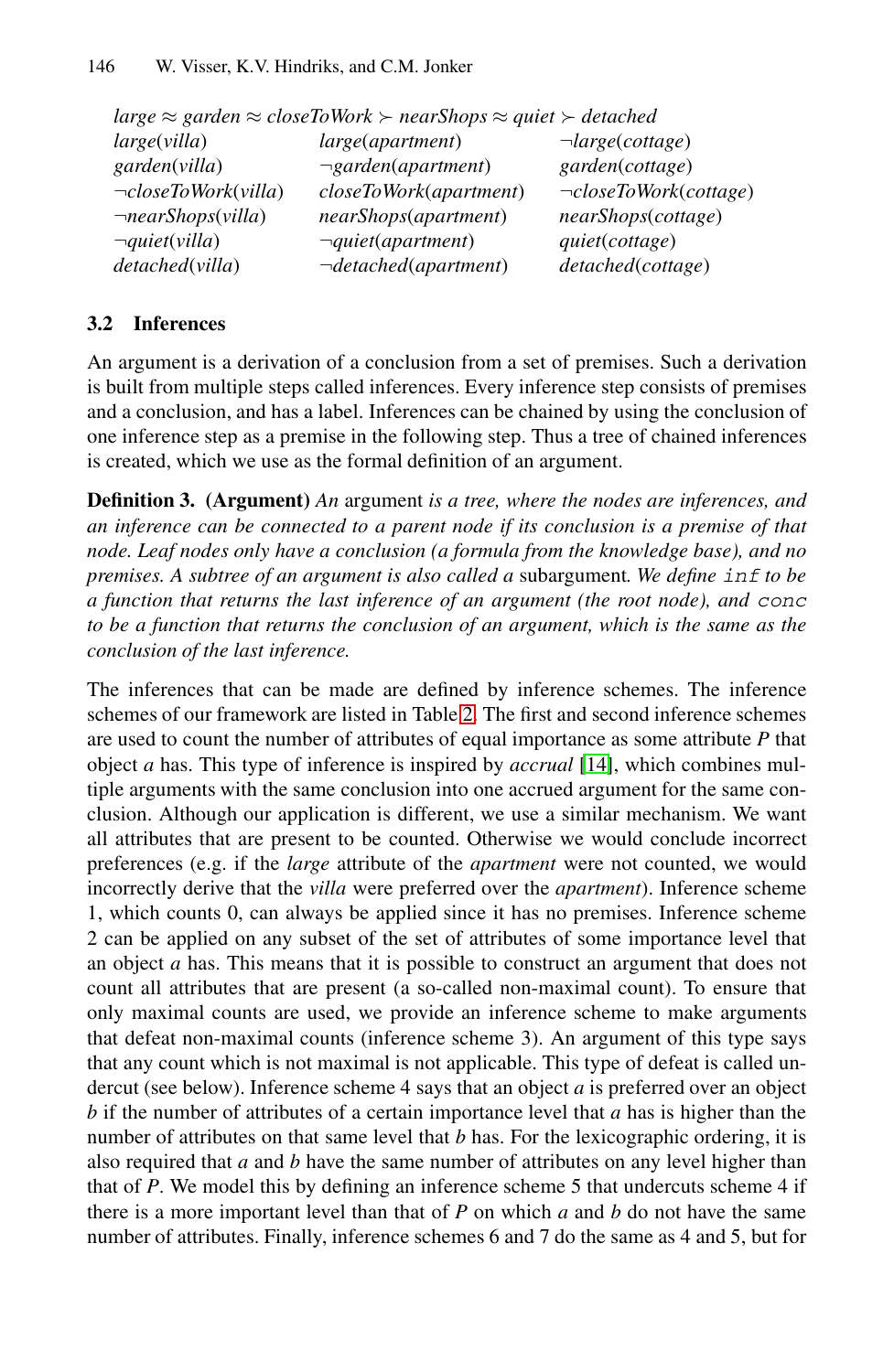$large \approx garden \approx closeToWork \succ nearShops \approx quiet \succ detached$

| | | |
|---|---|---|
| $large(villa)$ | $large(apartment)$ | $\neg large(cottage)$ |
| $garden(villa)$ | $\neg garden(apartment)$ | $garden(cottage)$ |
| $\neg closeToWork(villa)$ | $closeToWork(apartment)$ | $\neg closeToWork(cottage)$ |
| $\neg nearShops(villa)$ | $nearShops(apartment)$ | $nearShops(cottage)$ |
| $\neg quiet(villa)$ | $\neg quiet(apartment)$ | $quiet(cottage)$ |
| $detached(villa)$ | $\neg detached(apartment)$ | $detached(cottage)$ |

### 3.2 Inferences

An argument is a derivation of a conclusion from a set of premises. Such a derivation is built from multiple steps called inferences. Every inference step consists of premises and a conclusion, and has a label. Inferences can be chained by using the conclusion of one inference step as a premise in the following step. Thus a tree of chained inferences is created, which we use as the formal definition of an argument.

**Definition 3. (Argument)** *An* argument *is a tree, where the nodes are inferences, and an inference can be connected to a parent node if its conclusion is a premise of that node. Leaf nodes only have a conclusion (a formula from the knowledge base), and no premises. A subtree of an argument is also called a* subargument*. We define* `inf` *to be a function that returns the last inference of an argument (the root node), and* `conc` *to be a function that returns the conclusion of an argument, which is the same as the conclusion of the last inference.*

The inferences that can be made are defined by inference schemes. The inference schemes of our framework are listed in Table 2. The first and second inference schemes are used to count the number of attributes of equal importance as some attribute $P$ that object $a$ has. This type of inference is inspired by *accrual* [14], which combines multiple arguments with the same conclusion into one accrued argument for the same conclusion. Although our application is different, we use a similar mechanism. We want all attributes that are present to be counted. Otherwise we would conclude incorrect preferences (e.g. if the *large* attribute of the *apartment* were not counted, we would incorrectly derive that the *villa* were preferred over the *apartment*). Inference scheme 1, which counts 0, can always be applied since it has no premises. Inference scheme 2 can be applied on any subset of the set of attributes of some importance level that an object $a$ has. This means that it is possible to construct an argument that does not count all attributes that are present (a so-called non-maximal count). To ensure that only maximal counts are used, we provide an inference scheme to make arguments that defeat non-maximal counts (inference scheme 3). An argument of this type says that any count which is not maximal is not applicable. This type of defeat is called undercut (see below). Inference scheme 4 says that an object $a$ is preferred over an object $b$ if the number of attributes of a certain importance level that $a$ has is higher than the number of attributes on that same level that $b$ has. For the lexicographic ordering, it is also required that $a$ and $b$ have the same number of attributes on any level higher than that of $P$. We model this by defining an inference scheme 5 that undercuts scheme 4 if there is a more important level than that of $P$ on which $a$ and $b$ do not have the same number of attributes. Finally, inference schemes 6 and 7 do the same as 4 and 5, but for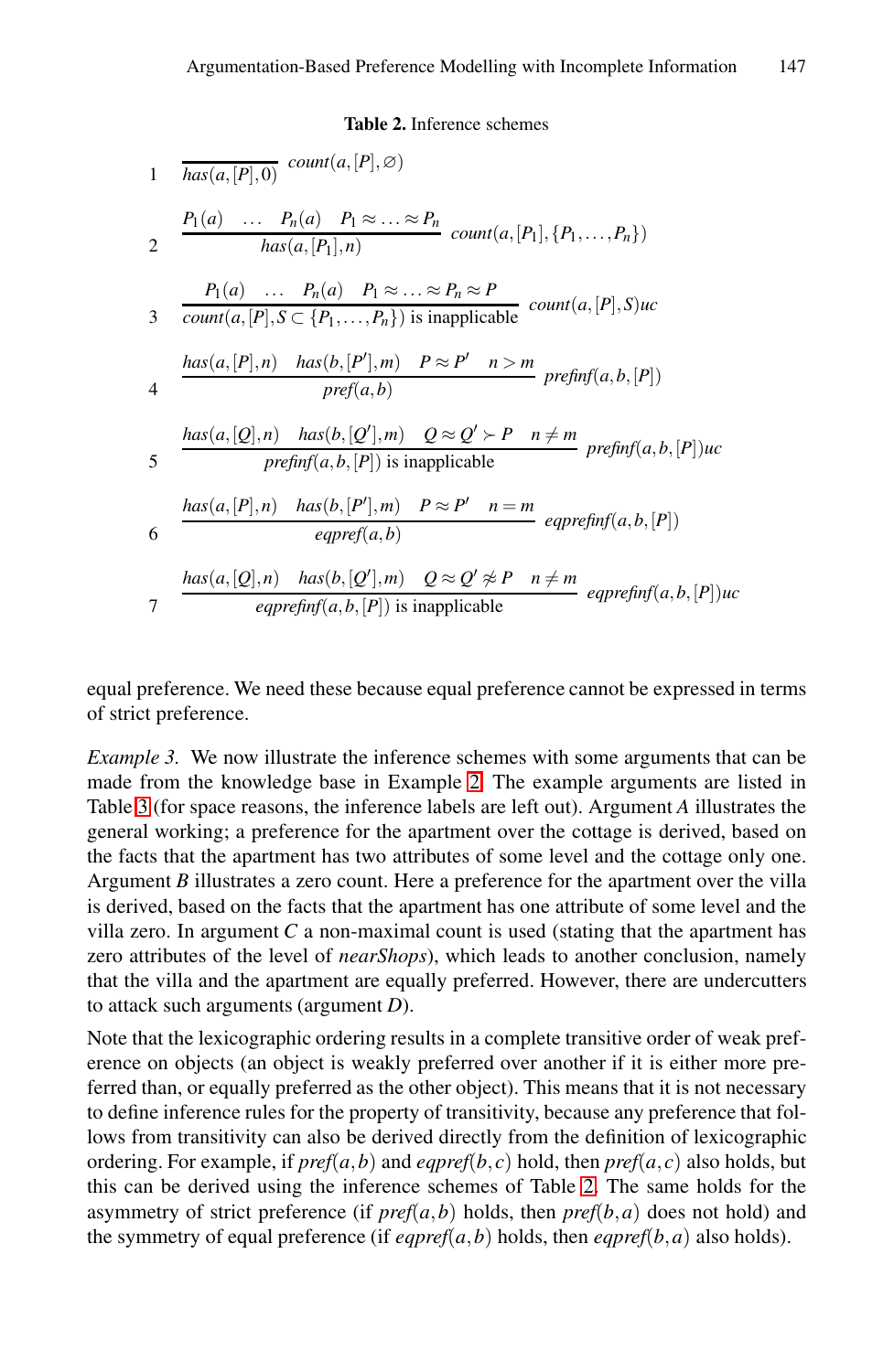**Table 2.** Inference schemes

| | | |
|---|---|---|
| 1 | $\dfrac{}{has(a,[P],0)}$ | $count(a,[P],\varnothing)$ |
| 2 | $\dfrac{P_1(a) \quad \ldots \quad P_n(a) \quad P_1 \approx \ldots \approx P_n}{has(a,[P_1],n)}$ | $count(a,[P_1],\{P_1,\ldots,P_n\})$ |
| 3 | $\dfrac{P_1(a) \quad \ldots \quad P_n(a) \quad P_1 \approx \ldots \approx P_n \approx P}{count(a,[P],S \subset \{P_1,\ldots,P_n\}) \text{ is inapplicable}}$ | $count(a,[P],S)uc$ |
| 4 | $\dfrac{has(a,[P],n) \quad has(b,[P'],m) \quad P \approx P' \quad n > m}{pref(a,b)}$ | $prefinf(a,b,[P])$ |
| 5 | $\dfrac{has(a,[Q],n) \quad has(b,[Q'],m) \quad Q \approx Q' \succ P \quad n \neq m}{prefinf(a,b,[P]) \text{ is inapplicable}}$ | $prefinf(a,b,[P])uc$ |
| 6 | $\dfrac{has(a,[P],n) \quad has(b,[P'],m) \quad P \approx P' \quad n = m}{eqpref(a,b)}$ | $eqprefinf(a,b,[P])$ |
| 7 | $\dfrac{has(a,[Q],n) \quad has(b,[Q'],m) \quad Q \approx Q' \not\approx P \quad n \neq m}{eqprefinf(a,b,[P]) \text{ is inapplicable}}$ | $eqprefinf(a,b,[P])uc$ |

equal preference. We need these because equal preference cannot be expressed in terms of strict preference.

*Example 3.* We now illustrate the inference schemes with some arguments that can be made from the knowledge base in Example 2. The example arguments are listed in Table 3 (for space reasons, the inference labels are left out). Argument *A* illustrates the general working; a preference for the apartment over the cottage is derived, based on the facts that the apartment has two attributes of some level and the cottage only one. Argument *B* illustrates a zero count. Here a preference for the apartment over the villa is derived, based on the facts that the apartment has one attribute of some level and the villa zero. In argument *C* a non-maximal count is used (stating that the apartment has zero attributes of the level of *nearShops*), which leads to another conclusion, namely that the villa and the apartment are equally preferred. However, there are undercutters to attack such arguments (argument *D*).

Note that the lexicographic ordering results in a complete transitive order of weak preference on objects (an object is weakly preferred over another if it is either more preferred than, or equally preferred as the other object). This means that it is not necessary to define inference rules for the property of transitivity, because any preference that follows from transitivity can also be derived directly from the definition of lexicographic ordering. For example, if $pref(a,b)$ and $eqpref(b,c)$ hold, then $pref(a,c)$ also holds, but this can be derived using the inference schemes of Table 2. The same holds for the asymmetry of strict preference (if $pref(a,b)$ holds, then $pref(b,a)$ does not hold) and the symmetry of equal preference (if $eqpref(a,b)$ holds, then $eqpref(b,a)$ also holds).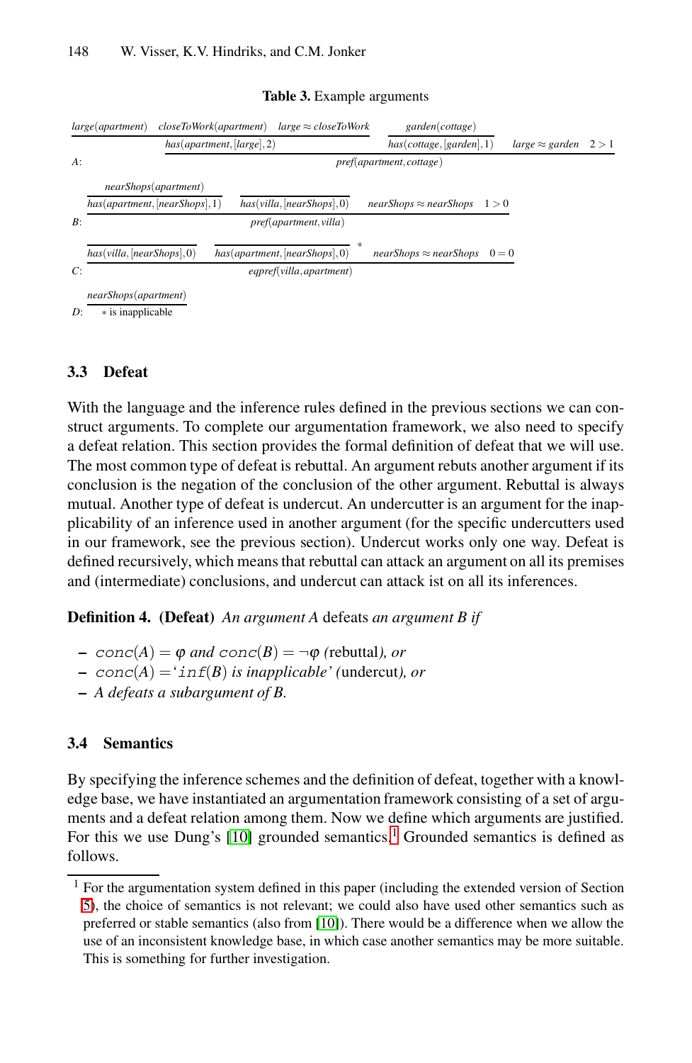**Table 3.** Example arguments

$$A: \frac{\dfrac{large(apartment) \quad closeToWork(apartment) \quad large \approx closeToWork}{has(apartment,[large],2)} \quad \dfrac{garden(cottage)}{has(cottage,[garden],1)} \quad large \approx garden \quad 2>1}{pref(apartment,cottage)}$$

$$B: \frac{\dfrac{nearShops(apartment)}{has(apartment,[nearShops],1)} \quad \overline{has(villa,[nearShops],0)} \quad nearShops \approx nearShops \quad 1>0}{pref(apartment,villa)}$$

$$C: \frac{\overline{has(villa,[nearShops],0)} \quad \overline{has(apartment,[nearShops],0)}^{\,*} \quad nearShops \approx nearShops \quad 0=0}{eqpref(villa,apartment)}$$

$$D: \frac{nearShops(apartment)}{* \text{ is inapplicable}}$$

### 3.3 Defeat

With the language and the inference rules defined in the previous sections we can construct arguments. To complete our argumentation framework, we also need to specify a defeat relation. This section provides the formal definition of defeat that we will use. The most common type of defeat is rebuttal. An argument rebuts another argument if its conclusion is the negation of the conclusion of the other argument. Rebuttal is always mutual. Another type of defeat is undercut. An undercutter is an argument for the inapplicability of an inference used in another argument (for the specific undercutters used in our framework, see the previous section). Undercut works only one way. Defeat is defined recursively, which means that rebuttal can attack an argument on all its premises and (intermediate) conclusions, and undercut can attack ist on all its inferences.

**Definition 4. (Defeat)** *An argument A* defeats *an argument B if*

- $conc(A) = \varphi$ *and* $conc(B) = \neg\varphi$ (rebuttal)*, or*
- $conc(A) =$ '$inf(B)$ *is inapplicable'* (undercut)*, or*
- *A defeats a subargument of B.*

### 3.4 Semantics

By specifying the inference schemes and the definition of defeat, together with a knowledge base, we have instantiated an argumentation framework consisting of a set of arguments and a defeat relation among them. Now we define which arguments are justified. For this we use Dung's [10] grounded semantics.[1] Grounded semantics is defined as follows.

[1] For the argumentation system defined in this paper (including the extended version of Section 5), the choice of semantics is not relevant; we could also have used other semantics such as preferred or stable semantics (also from [10]). There would be a difference when we allow the use of an inconsistent knowledge base, in which case another semantics may be more suitable. This is something for further investigation.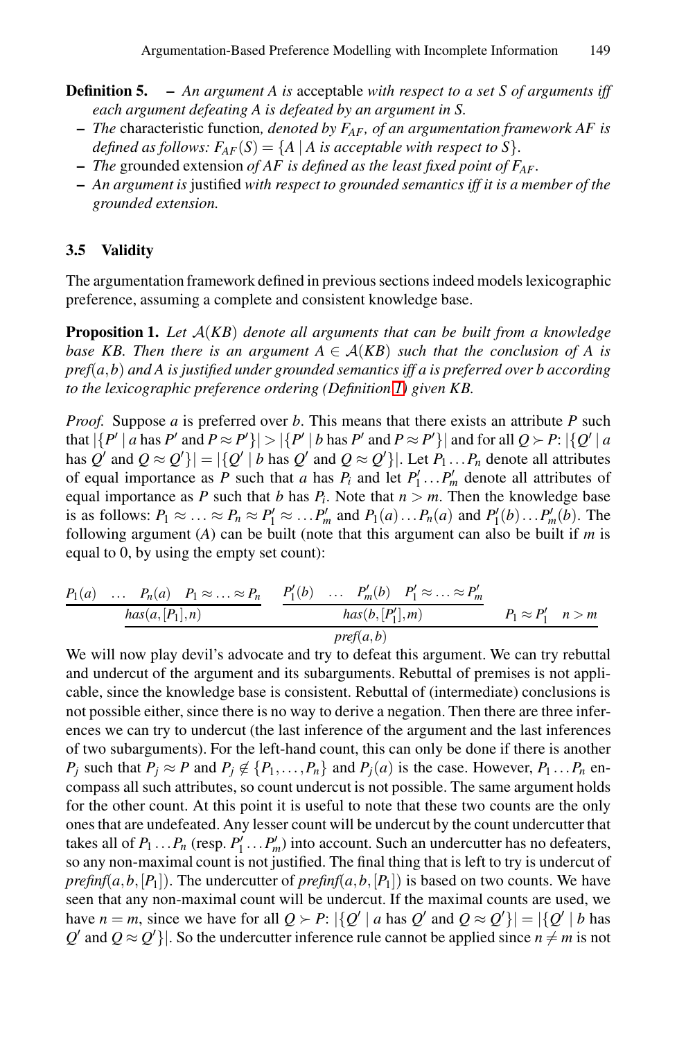**Definition 5.**

- *An argument A is* acceptable *with respect to a set S of arguments iff each argument defeating A is defeated by an argument in S.*
- *The* characteristic function*, denoted by $F_{AF}$, of an argumentation framework AF is defined as follows: $F_{AF}(S) = \{A \mid A$ is acceptable with respect to $S\}$.*
- *The* grounded extension *of AF is defined as the least fixed point of $F_{AF}$.*
- *An argument is* justified *with respect to grounded semantics iff it is a member of the grounded extension.*

### 3.5 Validity

The argumentation framework defined in previous sections indeed models lexicographic preference, assuming a complete and consistent knowledge base.

**Proposition 1.** *Let $\mathcal{A}(KB)$ denote all arguments that can be built from a knowledge base KB. Then there is an argument $A \in \mathcal{A}(KB)$ such that the conclusion of A is pref(a,b) and A is justified under grounded semantics iff a is preferred over b according to the lexicographic preference ordering (Definition 1) given KB.*

*Proof.* Suppose $a$ is preferred over $b$. This means that there exists an attribute $P$ such that $|\{P' \mid a \text{ has } P' \text{ and } P \approx P'\}| > |\{P' \mid b \text{ has } P' \text{ and } P \approx P'\}|$ and for all $Q \succ P$: $|\{Q' \mid a$ has $Q'$ and $Q \approx Q'\}| = |\{Q' \mid b$ has $Q'$ and $Q \approx Q'\}|$. Let $P_1 \dots P_n$ denote all attributes of equal importance as $P$ such that $a$ has $P_i$ and let $P'_1 \dots P'_m$ denote all attributes of equal importance as $P$ such that $b$ has $P_i$. Note that $n > m$. Then the knowledge base is as follows: $P_1 \approx \dots \approx P_n \approx P'_1 \approx \dots P'_m$ and $P_1(a) \dots P_n(a)$ and $P'_1(b) \dots P'_m(b)$. The following argument ($A$) can be built (note that this argument can also be built if $m$ is equal to 0, by using the empty set count):

$$\cfrac{\cfrac{P_1(a) \quad \dots \quad P_n(a) \quad P_1 \approx \dots \approx P_n}{has(a,[P_1],n)} \qquad \cfrac{P'_1(b) \quad \dots \quad P'_m(b) \quad P'_1 \approx \dots \approx P'_m}{has(b,[P'_1],m)} \qquad P_1 \approx P'_1 \quad n > m}{pref(a,b)}$$

We will now play devil's advocate and try to defeat this argument. We can try rebuttal and undercut of the argument and its subarguments. Rebuttal of premises is not applicable, since the knowledge base is consistent. Rebuttal of (intermediate) conclusions is not possible either, since there is no way to derive a negation. Then there are three inferences we can try to undercut (the last inference of the argument and the last inferences of two subarguments). For the left-hand count, this can only be done if there is another $P_j$ such that $P_j \approx P$ and $P_j \notin \{P_1, \dots, P_n\}$ and $P_j(a)$ is the case. However, $P_1 \dots P_n$ encompass all such attributes, so count undercut is not possible. The same argument holds for the other count. At this point it is useful to note that these two counts are the only ones that are undefeated. Any lesser count will be undercut by the count undercutter that takes all of $P_1 \dots P_n$ (resp. $P'_1 \dots P'_m$) into account. Such an undercutter has no defeaters, so any non-maximal count is not justified. The final thing that is left to try is undercut of *prefinf*$(a,b,[P_1])$. The undercutter of *prefinf*$(a,b,[P_1])$ is based on two counts. We have seen that any non-maximal count will be undercut. If the maximal counts are used, we have $n = m$, since we have for all $Q \succ P$: $|\{Q' \mid a$ has $Q'$ and $Q \approx Q'\}| = |\{Q' \mid b$ has $Q'$ and $Q \approx Q'\}|$. So the undercutter inference rule cannot be applied since $n \neq m$ is not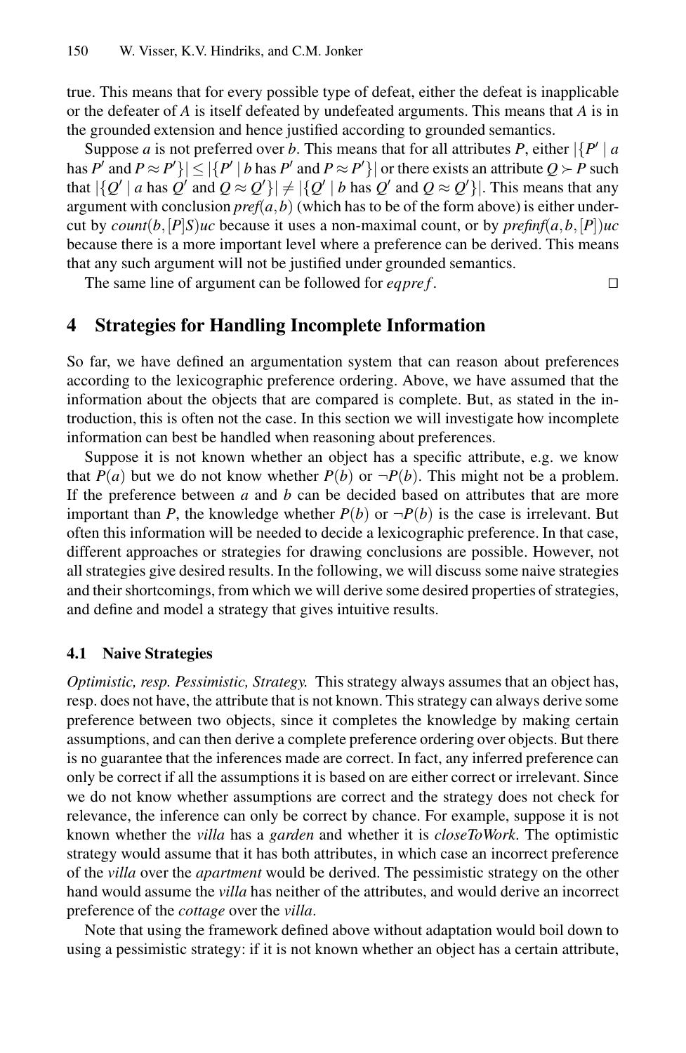true. This means that for every possible type of defeat, either the defeat is inapplicable or the defeater of $A$ is itself defeated by undefeated arguments. This means that $A$ is in the grounded extension and hence justified according to grounded semantics.

Suppose $a$ is not preferred over $b$. This means that for all attributes $P$, either $|\{P' \mid a$ has $P'$ and $P \approx P'\}| \leq |\{P' \mid b$ has $P'$ and $P \approx P'\}|$ or there exists an attribute $Q \succ P$ such that $|\{Q' \mid a$ has $Q'$ and $Q \approx Q'\}| \neq |\{Q' \mid b$ has $Q'$ and $Q \approx Q'\}|$. This means that any argument with conclusion *pref*$(a,b)$ (which has to be of the form above) is either undercut by *count*$(b,[P]S)$*uc* because it uses a non-maximal count, or by *prefinf*$(a,b,[P])$*uc* because there is a more important level where a preference can be derived. This means that any such argument will not be justified under grounded semantics.

The same line of argument can be followed for *eqpref*. □

## 4 Strategies for Handling Incomplete Information

So far, we have defined an argumentation system that can reason about preferences according to the lexicographic preference ordering. Above, we have assumed that the information about the objects that are compared is complete. But, as stated in the introduction, this is often not the case. In this section we will investigate how incomplete information can best be handled when reasoning about preferences.

Suppose it is not known whether an object has a specific attribute, e.g. we know that $P(a)$ but we do not know whether $P(b)$ or $\neg P(b)$. This might not be a problem. If the preference between $a$ and $b$ can be decided based on attributes that are more important than $P$, the knowledge whether $P(b)$ or $\neg P(b)$ is the case is irrelevant. But often this information will be needed to decide a lexicographic preference. In that case, different approaches or strategies for drawing conclusions are possible. However, not all strategies give desired results. In the following, we will discuss some naive strategies and their shortcomings, from which we will derive some desired properties of strategies, and define and model a strategy that gives intuitive results.

### 4.1 Naive Strategies

*Optimistic, resp. Pessimistic, Strategy.* This strategy always assumes that an object has, resp. does not have, the attribute that is not known. This strategy can always derive some preference between two objects, since it completes the knowledge by making certain assumptions, and can then derive a complete preference ordering over objects. But there is no guarantee that the inferences made are correct. In fact, any inferred preference can only be correct if all the assumptions it is based on are either correct or irrelevant. Since we do not know whether assumptions are correct and the strategy does not check for relevance, the inference can only be correct by chance. For example, suppose it is not known whether the *villa* has a *garden* and whether it is *closeToWork*. The optimistic strategy would assume that it has both attributes, in which case an incorrect preference of the *villa* over the *apartment* would be derived. The pessimistic strategy on the other hand would assume the *villa* has neither of the attributes, and would derive an incorrect preference of the *cottage* over the *villa*.

Note that using the framework defined above without adaptation would boil down to using a pessimistic strategy: if it is not known whether an object has a certain attribute,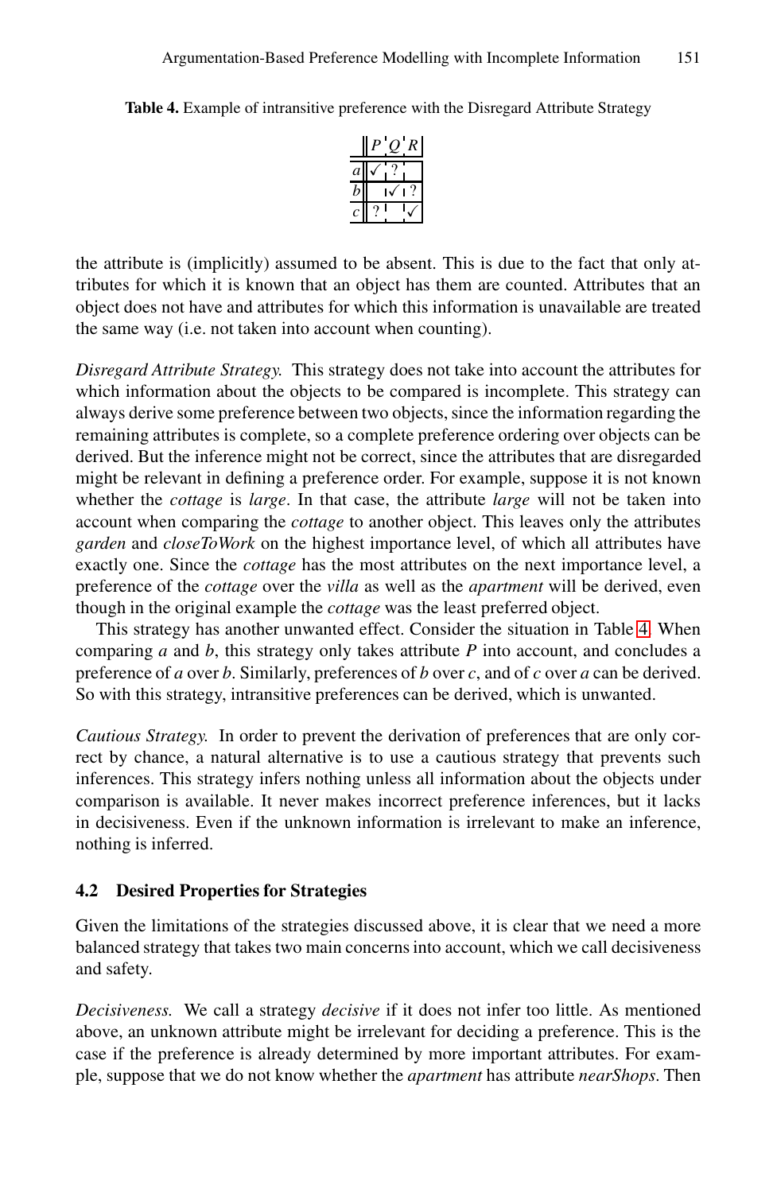**Table 4.** Example of intransitive preference with the Disregard Attribute Strategy

| | $P$ | $Q$ | $R$ |
|---|---|---|---|
| $a$ | ✓ | ? | |
| $b$ | | ✓ | ? |
| $c$ | ? | | ✓ |

the attribute is (implicitly) assumed to be absent. This is due to the fact that only attributes for which it is known that an object has them are counted. Attributes that an object does not have and attributes for which this information is unavailable are treated the same way (i.e. not taken into account when counting).

*Disregard Attribute Strategy.* This strategy does not take into account the attributes for which information about the objects to be compared is incomplete. This strategy can always derive some preference between two objects, since the information regarding the remaining attributes is complete, so a complete preference ordering over objects can be derived. But the inference might not be correct, since the attributes that are disregarded might be relevant in defining a preference order. For example, suppose it is not known whether the *cottage* is *large*. In that case, the attribute *large* will not be taken into account when comparing the *cottage* to another object. This leaves only the attributes *garden* and *closeToWork* on the highest importance level, of which all attributes have exactly one. Since the *cottage* has the most attributes on the next importance level, a preference of the *cottage* over the *villa* as well as the *apartment* will be derived, even though in the original example the *cottage* was the least preferred object.

This strategy has another unwanted effect. Consider the situation in Table 4. When comparing $a$ and $b$, this strategy only takes attribute $P$ into account, and concludes a preference of $a$ over $b$. Similarly, preferences of $b$ over $c$, and of $c$ over $a$ can be derived. So with this strategy, intransitive preferences can be derived, which is unwanted.

*Cautious Strategy.* In order to prevent the derivation of preferences that are only correct by chance, a natural alternative is to use a cautious strategy that prevents such inferences. This strategy infers nothing unless all information about the objects under comparison is available. It never makes incorrect preference inferences, but it lacks in decisiveness. Even if the unknown information is irrelevant to make an inference, nothing is inferred.

### 4.2 Desired Properties for Strategies

Given the limitations of the strategies discussed above, it is clear that we need a more balanced strategy that takes two main concerns into account, which we call decisiveness and safety.

*Decisiveness.* We call a strategy *decisive* if it does not infer too little. As mentioned above, an unknown attribute might be irrelevant for deciding a preference. This is the case if the preference is already determined by more important attributes. For example, suppose that we do not know whether the *apartment* has attribute *nearShops*. Then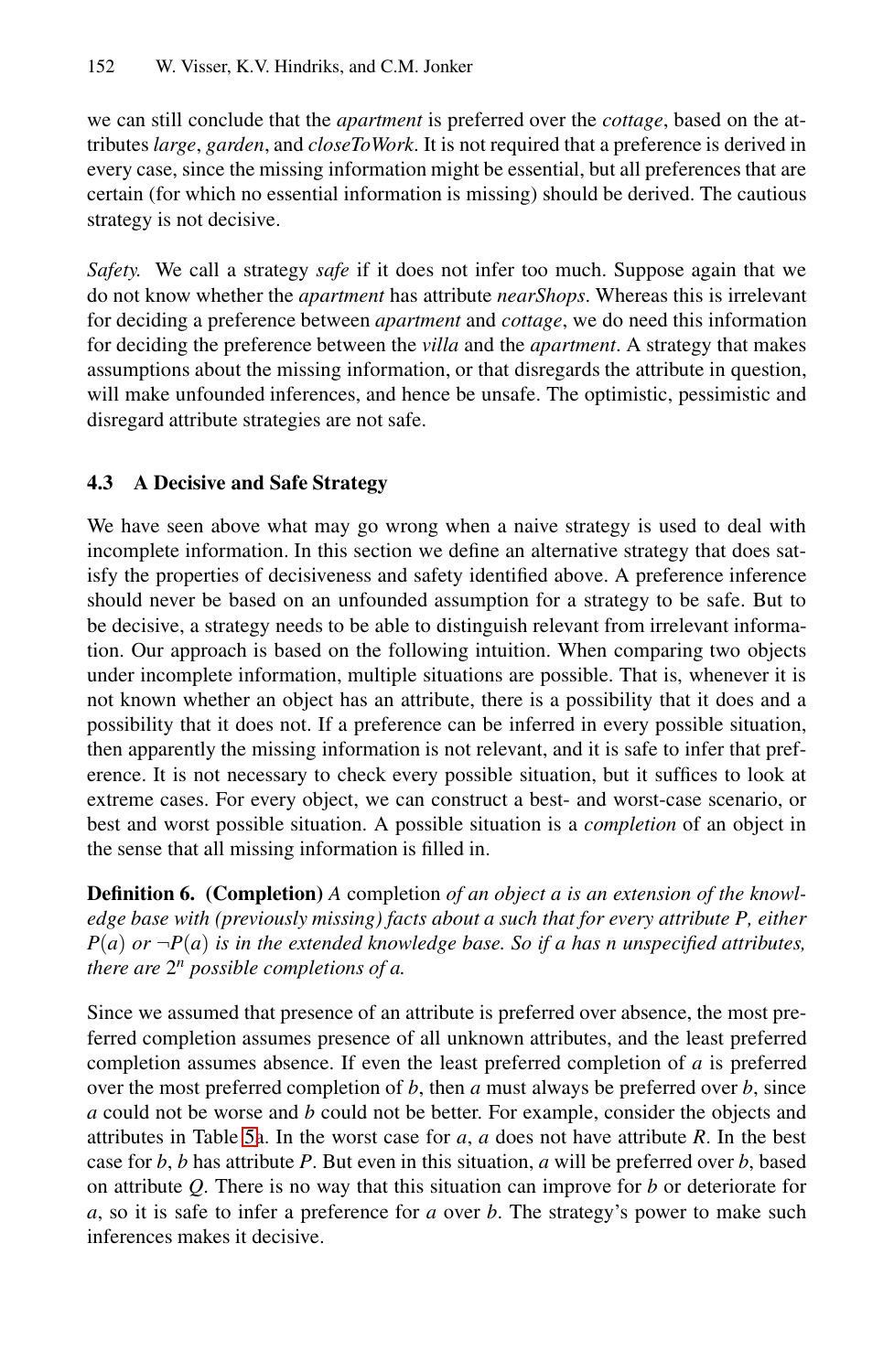we can still conclude that the *apartment* is preferred over the *cottage*, based on the attributes *large*, *garden*, and *closeToWork*. It is not required that a preference is derived in every case, since the missing information might be essential, but all preferences that are certain (for which no essential information is missing) should be derived. The cautious strategy is not decisive.

*Safety.* We call a strategy *safe* if it does not infer too much. Suppose again that we do not know whether the *apartment* has attribute *nearShops*. Whereas this is irrelevant for deciding a preference between *apartment* and *cottage*, we do need this information for deciding the preference between the *villa* and the *apartment*. A strategy that makes assumptions about the missing information, or that disregards the attribute in question, will make unfounded inferences, and hence be unsafe. The optimistic, pessimistic and disregard attribute strategies are not safe.

### 4.3 A Decisive and Safe Strategy

We have seen above what may go wrong when a naive strategy is used to deal with incomplete information. In this section we define an alternative strategy that does satisfy the properties of decisiveness and safety identified above. A preference inference should never be based on an unfounded assumption for a strategy to be safe. But to be decisive, a strategy needs to be able to distinguish relevant from irrelevant information. Our approach is based on the following intuition. When comparing two objects under incomplete information, multiple situations are possible. That is, whenever it is not known whether an object has an attribute, there is a possibility that it does and a possibility that it does not. If a preference can be inferred in every possible situation, then apparently the missing information is not relevant, and it is safe to infer that preference. It is not necessary to check every possible situation, but it suffices to look at extreme cases. For every object, we can construct a best- and worst-case scenario, or best and worst possible situation. A possible situation is a *completion* of an object in the sense that all missing information is filled in.

**Definition 6. (Completion)** *A* completion *of an object a is an extension of the knowledge base with (previously missing) facts about a such that for every attribute P, either $P(a)$ or $\neg P(a)$ is in the extended knowledge base. So if a has n unspecified attributes, there are $2^n$ possible completions of a.*

Since we assumed that presence of an attribute is preferred over absence, the most preferred completion assumes presence of all unknown attributes, and the least preferred completion assumes absence. If even the least preferred completion of *a* is preferred over the most preferred completion of *b*, then *a* must always be preferred over *b*, since *a* could not be worse and *b* could not be better. For example, consider the objects and attributes in Table 5a. In the worst case for *a*, *a* does not have attribute *R*. In the best case for *b*, *b* has attribute *P*. But even in this situation, *a* will be preferred over *b*, based on attribute *Q*. There is no way that this situation can improve for *b* or deteriorate for *a*, so it is safe to infer a preference for *a* over *b*. The strategy's power to make such inferences makes it decisive.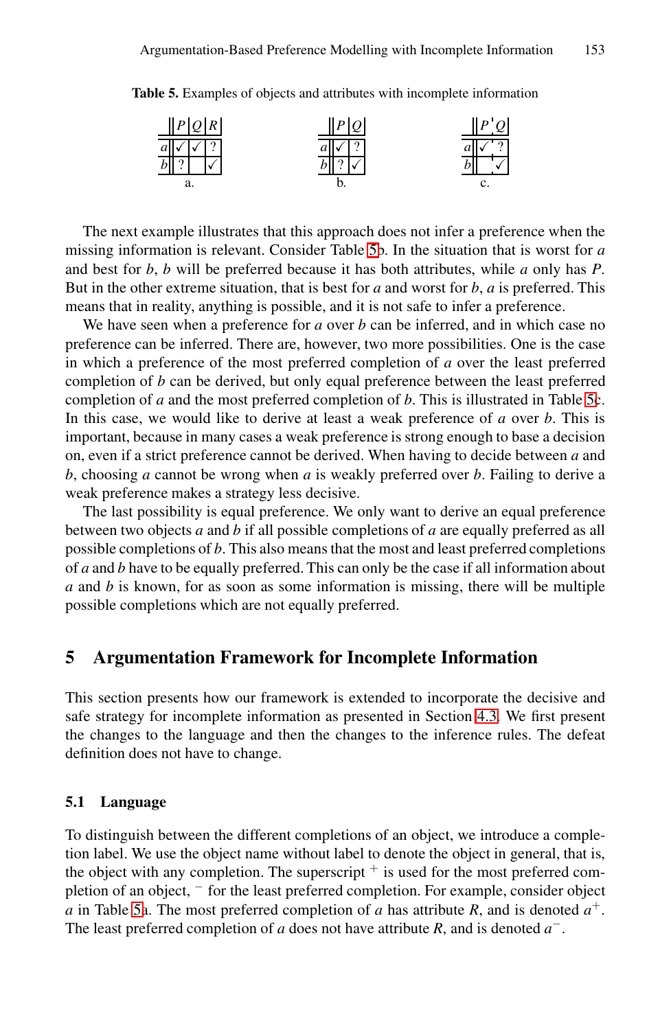**Table 5.** Examples of objects and attributes with incomplete information

a.

| | $P$ | $Q$ | $R$ |
|---|---|---|---|
| $a$ | ✓ | ✓ | ? |
| $b$ | ? | | ✓ |

b.

| | $P$ | $Q$ |
|---|---|---|
| $a$ | ✓ | ? |
| $b$ | ? | ✓ |

c.

| | $P$ | $Q$ |
|---|---|---|
| $a$ | ✓ | ? |
| $b$ | | ✓ |

The next example illustrates that this approach does not infer a preference when the missing information is relevant. Consider Table 5b. In the situation that is worst for $a$ and best for $b$, $b$ will be preferred because it has both attributes, while $a$ only has $P$. But in the other extreme situation, that is best for $a$ and worst for $b$, $a$ is preferred. This means that in reality, anything is possible, and it is not safe to infer a preference.

We have seen when a preference for $a$ over $b$ can be inferred, and in which case no preference can be inferred. There are, however, two more possibilities. One is the case in which a preference of the most preferred completion of $a$ over the least preferred completion of $b$ can be derived, but only equal preference between the least preferred completion of $a$ and the most preferred completion of $b$. This is illustrated in Table 5c. In this case, we would like to derive at least a weak preference of $a$ over $b$. This is important, because in many cases a weak preference is strong enough to base a decision on, even if a strict preference cannot be derived. When having to decide between $a$ and $b$, choosing $a$ cannot be wrong when $a$ is weakly preferred over $b$. Failing to derive a weak preference makes a strategy less decisive.

The last possibility is equal preference. We only want to derive an equal preference between two objects $a$ and $b$ if all possible completions of $a$ are equally preferred as all possible completions of $b$. This also means that the most and least preferred completions of $a$ and $b$ have to be equally preferred. This can only be the case if all information about $a$ and $b$ is known, for as soon as some information is missing, there will be multiple possible completions which are not equally preferred.

## 5 Argumentation Framework for Incomplete Information

This section presents how our framework is extended to incorporate the decisive and safe strategy for incomplete information as presented in Section 4.3. We first present the changes to the language and then the changes to the inference rules. The defeat definition does not have to change.

### 5.1 Language

To distinguish between the different completions of an object, we introduce a completion label. We use the object name without label to denote the object in general, that is, the object with any completion. The superscript $^+$ is used for the most preferred completion of an object, $^-$ for the least preferred completion. For example, consider object $a$ in Table 5a. The most preferred completion of $a$ has attribute $R$, and is denoted $a^+$. The least preferred completion of $a$ does not have attribute $R$, and is denoted $a^-$.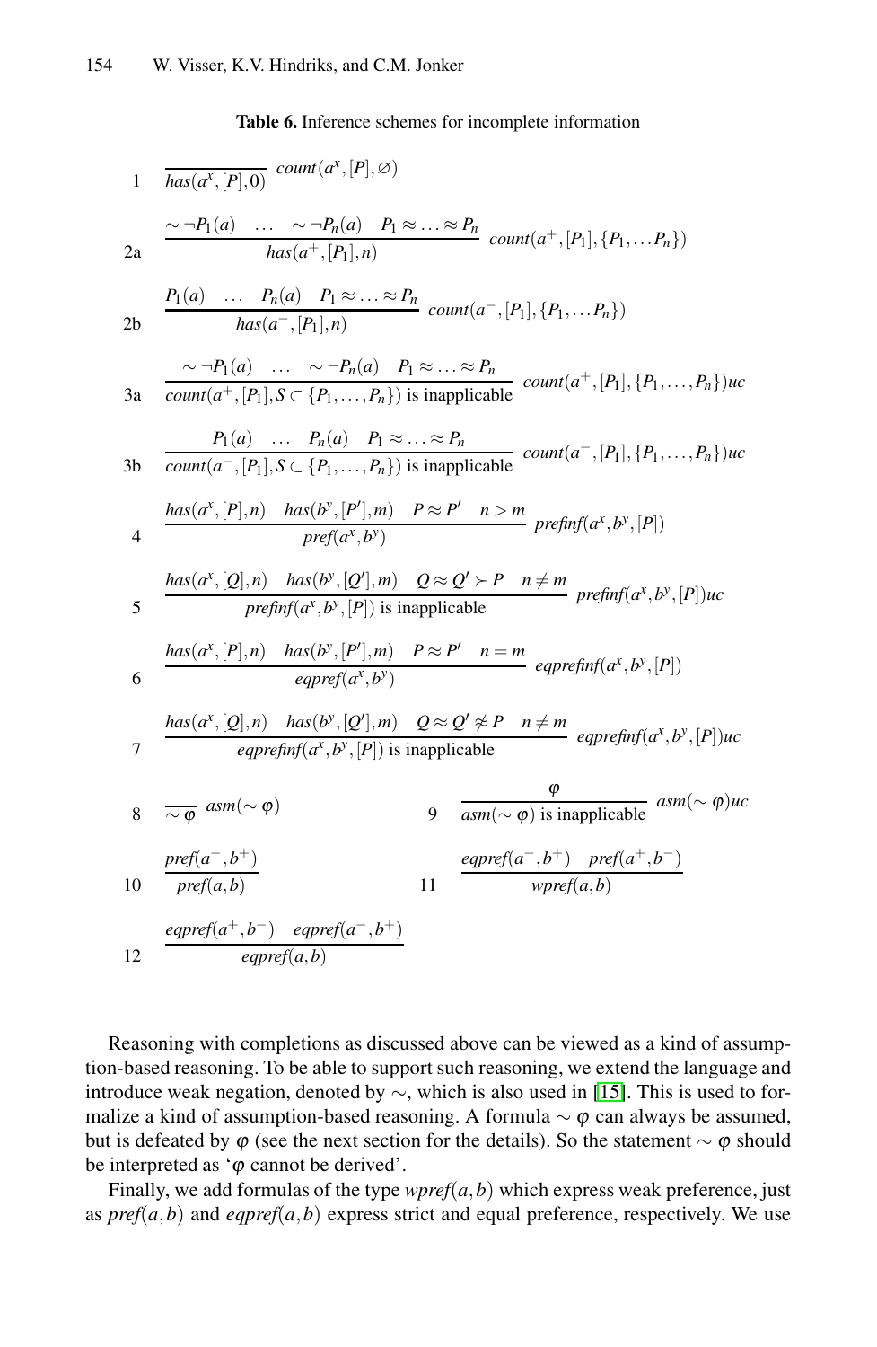**Table 6.** Inference schemes for incomplete information

1
$$\frac{}{has(a^x,[P],0)}\ count(a^x,[P],\varnothing)$$

2a
$$\frac{\sim\neg P_1(a)\quad \ldots\quad \sim\neg P_n(a)\quad P_1\approx\ldots\approx P_n}{has(a^+,[P_1],n)}\ count(a^+,[P_1],\{P_1,\ldots P_n\})$$

2b
$$\frac{P_1(a)\quad \ldots\quad P_n(a)\quad P_1\approx\ldots\approx P_n}{has(a^-,[P_1],n)}\ count(a^-,[P_1],\{P_1,\ldots P_n\})$$

3a
$$\frac{\sim\neg P_1(a)\quad \ldots\quad \sim\neg P_n(a)\quad P_1\approx\ldots\approx P_n}{count(a^+,[P_1],S\subset\{P_1,\ldots,P_n\})\text{ is inapplicable}}\ count(a^+,[P_1],\{P_1,\ldots,P_n\})uc$$

3b
$$\frac{P_1(a)\quad \ldots\quad P_n(a)\quad P_1\approx\ldots\approx P_n}{count(a^-,[P_1],S\subset\{P_1,\ldots,P_n\})\text{ is inapplicable}}\ count(a^-,[P_1],\{P_1,\ldots,P_n\})uc$$

4
$$\frac{has(a^x,[P],n)\quad has(b^y,[P'],m)\quad P\approx P'\quad n>m}{pref(a^x,b^y)}\ prefinf(a^x,b^y,[P])$$

5
$$\frac{has(a^x,[Q],n)\quad has(b^y,[Q'],m)\quad Q\approx Q'\succ P\quad n\neq m}{prefinf(a^x,b^y,[P])\text{ is inapplicable}}\ prefinf(a^x,b^y,[P])uc$$

6
$$\frac{has(a^x,[P],n)\quad has(b^y,[P'],m)\quad P\approx P'\quad n=m}{eqpref(a^x,b^y)}\ eqprefinf(a^x,b^y,[P])$$

7
$$\frac{has(a^x,[Q],n)\quad has(b^y,[Q'],m)\quad Q\approx Q'\not\approx P\quad n\neq m}{eqprefinf(a^x,b^y,[P])\text{ is inapplicable}}\ eqprefinf(a^x,b^y,[P])uc$$

8
$$\frac{}{\sim\varphi}\ asm(\sim\varphi)$$

9
$$\frac{\varphi}{asm(\sim\varphi)\text{ is inapplicable}}\ asm(\sim\varphi)uc$$

10
$$\frac{pref(a^-,b^+)}{pref(a,b)}$$

11
$$\frac{eqpref(a^-,b^+)\quad pref(a^+,b^-)}{wpref(a,b)}$$

12
$$\frac{eqpref(a^+,b^-)\quad eqpref(a^-,b^+)}{eqpref(a,b)}$$

Reasoning with completions as discussed above can be viewed as a kind of assumption-based reasoning. To be able to support such reasoning, we extend the language and introduce weak negation, denoted by $\sim$, which is also used in [15]. This is used to formalize a kind of assumption-based reasoning. A formula $\sim\varphi$ can always be assumed, but is defeated by $\varphi$ (see the next section for the details). So the statement $\sim\varphi$ should be interpreted as '$\varphi$ cannot be derived'.

Finally, we add formulas of the type *wpref*$(a,b)$ which express weak preference, just as *pref*$(a,b)$ and *eqpref*$(a,b)$ express strict and equal preference, respectively. We use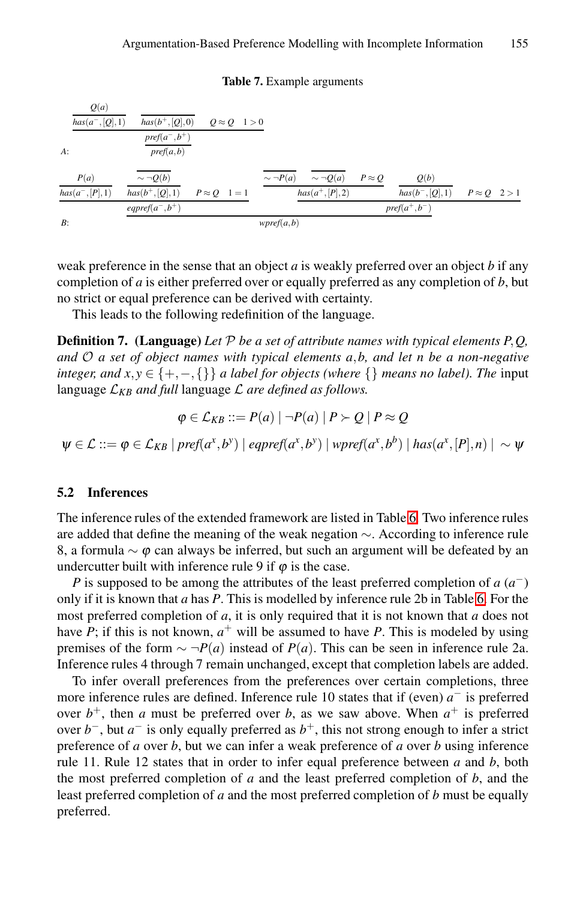**Table 7.** Example arguments

A:

$$\dfrac{\dfrac{\dfrac{Q(a)}{has(a^-,[Q],1)} \quad \dfrac{}{has(b^+,[Q],0)} \quad Q \approx Q \quad 1>0}{pref(a^-,b^+)}}{pref(a,b)}$$

B:

$$\dfrac{\dfrac{\dfrac{P(a)}{has(a^-,[P],1)} \quad \dfrac{\dfrac{}{\sim\neg Q(b)}}{has(b^+,[Q],1)} \quad P \approx Q \quad 1=1}{eqpref(a^-,b^+)} \quad \dfrac{\dfrac{\dfrac{}{\sim\neg P(a)} \quad \dfrac{}{\sim\neg Q(a)} \quad P \approx Q}{has(a^+,[P],2)} \quad \dfrac{Q(b)}{has(b^-,[Q],1)} \quad P \approx Q \quad 2>1}{pref(a^+,b^-)}}{wpref(a,b)}$$

weak preference in the sense that an object $a$ is weakly preferred over an object $b$ if any completion of $a$ is either preferred over or equally preferred as any completion of $b$, but no strict or equal preference can be derived with certainty.

This leads to the following redefinition of the language.

**Definition 7. (Language)** *Let $\mathcal{P}$ be a set of attribute names with typical elements $P, Q$, and $\mathcal{O}$ a set of object names with typical elements $a, b$, and let $n$ be a non-negative integer, and $x, y \in \{+, -, \{\}\}$ a label for objects (where $\{\}$ means no label). The* input language *$\mathcal{L}_{KB}$ and full* language *$\mathcal{L}$ are defined as follows.*

$$\varphi \in \mathcal{L}_{KB} ::= P(a) \mid \neg P(a) \mid P \succ Q \mid P \approx Q$$

$$\psi \in \mathcal{L} ::= \varphi \in \mathcal{L}_{KB} \mid pref(a^x, b^y) \mid eqpref(a^x, b^y) \mid wpref(a^x, b^b) \mid has(a^x, [P], n) \mid \sim \psi$$

### 5.2 Inferences

The inference rules of the extended framework are listed in Table 6. Two inference rules are added that define the meaning of the weak negation $\sim$. According to inference rule 8, a formula $\sim \varphi$ can always be inferred, but such an argument will be defeated by an undercutter built with inference rule 9 if $\varphi$ is the case.

$P$ is supposed to be among the attributes of the least preferred completion of $a$ ($a^-$) only if it is known that $a$ has $P$. This is modelled by inference rule 2b in Table 6. For the most preferred completion of $a$, it is only required that it is not known that $a$ does not have $P$; if this is not known, $a^+$ will be assumed to have $P$. This is modeled by using premises of the form $\sim \neg P(a)$ instead of $P(a)$. This can be seen in inference rule 2a. Inference rules 4 through 7 remain unchanged, except that completion labels are added.

To infer overall preferences from the preferences over certain completions, three more inference rules are defined. Inference rule 10 states that if (even) $a^-$ is preferred over $b^+$, then $a$ must be preferred over $b$, as we saw above. When $a^+$ is preferred over $b^-$, but $a^-$ is only equally preferred as $b^+$, this not strong enough to infer a strict preference of $a$ over $b$, but we can infer a weak preference of $a$ over $b$ using inference rule 11. Rule 12 states that in order to infer equal preference between $a$ and $b$, both the most preferred completion of $a$ and the least preferred completion of $b$, and the least preferred completion of $a$ and the most preferred completion of $b$ must be equally preferred.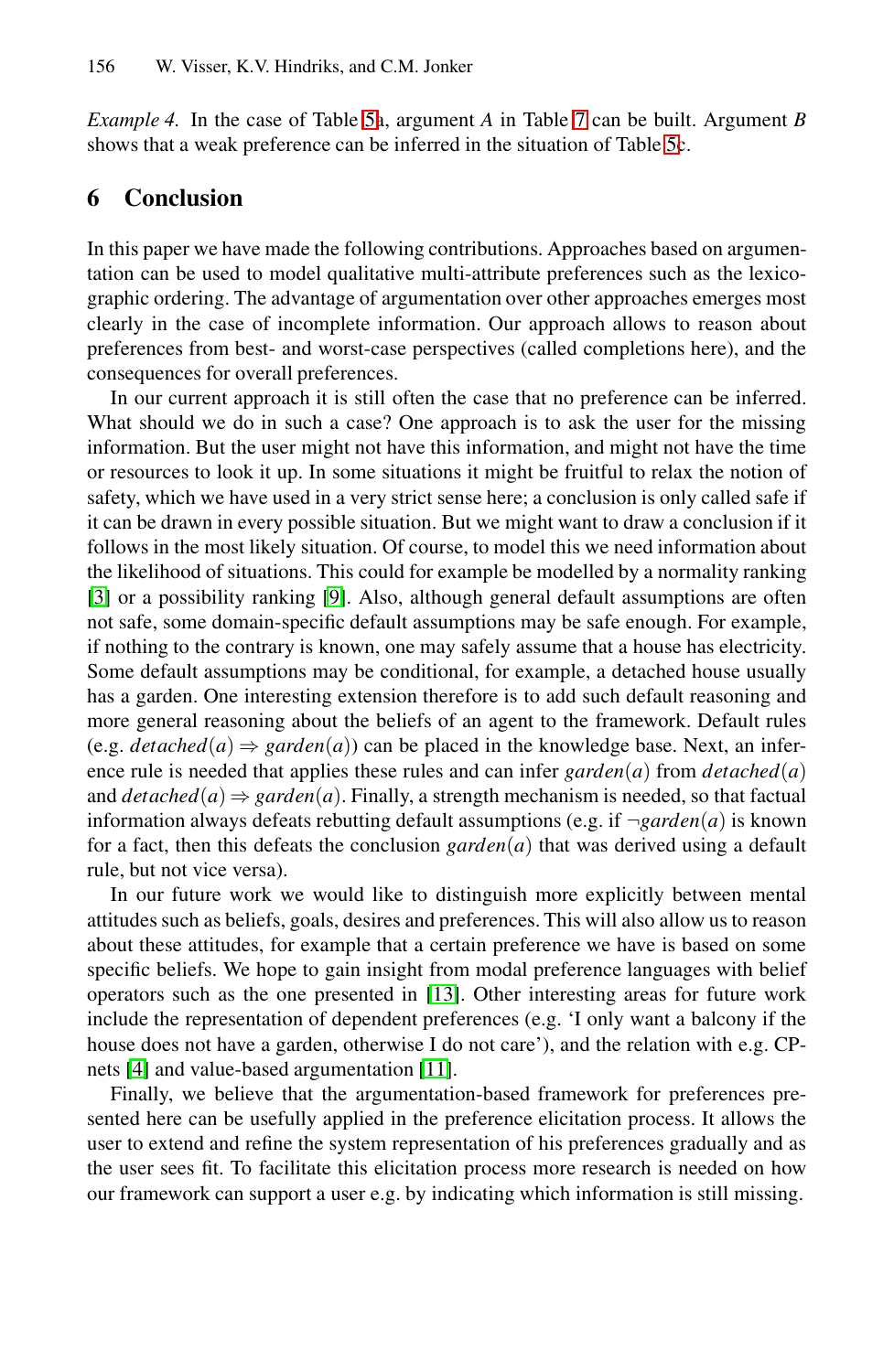*Example 4.* In the case of Table 5a, argument $A$ in Table 7 can be built. Argument $B$ shows that a weak preference can be inferred in the situation of Table 5c.

## 6 Conclusion

In this paper we have made the following contributions. Approaches based on argumentation can be used to model qualitative multi-attribute preferences such as the lexicographic ordering. The advantage of argumentation over other approaches emerges most clearly in the case of incomplete information. Our approach allows to reason about preferences from best- and worst-case perspectives (called completions here), and the consequences for overall preferences.

In our current approach it is still often the case that no preference can be inferred. What should we do in such a case? One approach is to ask the user for the missing information. But the user might not have this information, and might not have the time or resources to look it up. In some situations it might be fruitful to relax the notion of safety, which we have used in a very strict sense here; a conclusion is only called safe if it can be drawn in every possible situation. But we might want to draw a conclusion if it follows in the most likely situation. Of course, to model this we need information about the likelihood of situations. This could for example be modelled by a normality ranking [3] or a possibility ranking [9]. Also, although general default assumptions are often not safe, some domain-specific default assumptions may be safe enough. For example, if nothing to the contrary is known, one may safely assume that a house has electricity. Some default assumptions may be conditional, for example, a detached house usually has a garden. One interesting extension therefore is to add such default reasoning and more general reasoning about the beliefs of an agent to the framework. Default rules (e.g. $detached(a) \Rightarrow garden(a)$) can be placed in the knowledge base. Next, an inference rule is needed that applies these rules and can infer $garden(a)$ from $detached(a)$ and $detached(a) \Rightarrow garden(a)$. Finally, a strength mechanism is needed, so that factual information always defeats rebutting default assumptions (e.g. if $\neg garden(a)$ is known for a fact, then this defeats the conclusion $garden(a)$ that was derived using a default rule, but not vice versa).

In our future work we would like to distinguish more explicitly between mental attitudes such as beliefs, goals, desires and preferences. This will also allow us to reason about these attitudes, for example that a certain preference we have is based on some specific beliefs. We hope to gain insight from modal preference languages with belief operators such as the one presented in [13]. Other interesting areas for future work include the representation of dependent preferences (e.g. 'I only want a balcony if the house does not have a garden, otherwise I do not care'), and the relation with e.g. CP-nets [4] and value-based argumentation [11].

Finally, we believe that the argumentation-based framework for preferences presented here can be usefully applied in the preference elicitation process. It allows the user to extend and refine the system representation of his preferences gradually and as the user sees fit. To facilitate this elicitation process more research is needed on how our framework can support a user e.g. by indicating which information is still missing.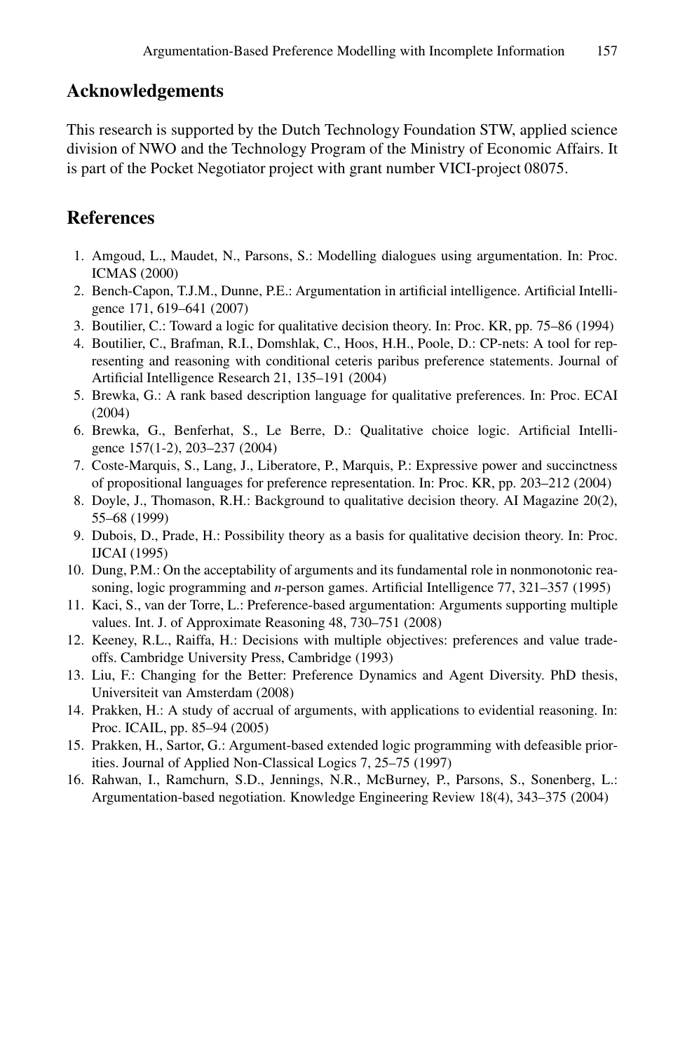## Acknowledgements

This research is supported by the Dutch Technology Foundation STW, applied science division of NWO and the Technology Program of the Ministry of Economic Affairs. It is part of the Pocket Negotiator project with grant number VICI-project 08075.

## References

1. Amgoud, L., Maudet, N., Parsons, S.: Modelling dialogues using argumentation. In: Proc. ICMAS (2000)
2. Bench-Capon, T.J.M., Dunne, P.E.: Argumentation in artificial intelligence. Artificial Intelligence 171, 619–641 (2007)
3. Boutilier, C.: Toward a logic for qualitative decision theory. In: Proc. KR, pp. 75–86 (1994)
4. Boutilier, C., Brafman, R.I., Domshlak, C., Hoos, H.H., Poole, D.: CP-nets: A tool for representing and reasoning with conditional ceteris paribus preference statements. Journal of Artificial Intelligence Research 21, 135–191 (2004)
5. Brewka, G.: A rank based description language for qualitative preferences. In: Proc. ECAI (2004)
6. Brewka, G., Benferhat, S., Le Berre, D.: Qualitative choice logic. Artificial Intelligence 157(1-2), 203–237 (2004)
7. Coste-Marquis, S., Lang, J., Liberatore, P., Marquis, P.: Expressive power and succinctness of propositional languages for preference representation. In: Proc. KR, pp. 203–212 (2004)
8. Doyle, J., Thomason, R.H.: Background to qualitative decision theory. AI Magazine 20(2), 55–68 (1999)
9. Dubois, D., Prade, H.: Possibility theory as a basis for qualitative decision theory. In: Proc. IJCAI (1995)
10. Dung, P.M.: On the acceptability of arguments and its fundamental role in nonmonotonic reasoning, logic programming and *n*-person games. Artificial Intelligence 77, 321–357 (1995)
11. Kaci, S., van der Torre, L.: Preference-based argumentation: Arguments supporting multiple values. Int. J. of Approximate Reasoning 48, 730–751 (2008)
12. Keeney, R.L., Raiffa, H.: Decisions with multiple objectives: preferences and value tradeoffs. Cambridge University Press, Cambridge (1993)
13. Liu, F.: Changing for the Better: Preference Dynamics and Agent Diversity. PhD thesis, Universiteit van Amsterdam (2008)
14. Prakken, H.: A study of accrual of arguments, with applications to evidential reasoning. In: Proc. ICAIL, pp. 85–94 (2005)
15. Prakken, H., Sartor, G.: Argument-based extended logic programming with defeasible priorities. Journal of Applied Non-Classical Logics 7, 25–75 (1997)
16. Rahwan, I., Ramchurn, S.D., Jennings, N.R., McBurney, P., Parsons, S., Sonenberg, L.: Argumentation-based negotiation. Knowledge Engineering Review 18(4), 343–375 (2004)